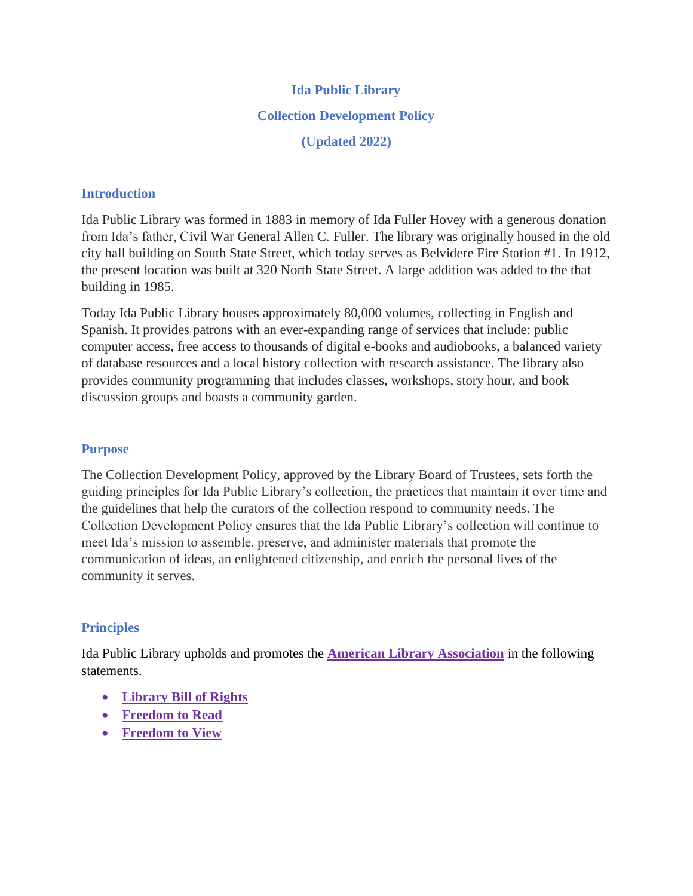# Ida Public Library

# Collection Development Policy

# (Updated 2022)

## Introduction

Ida Public Library was formed in 1883 in memory of Ida Fuller Hovey with a generous donation from Ida's father, Civil War General Allen C. Fuller. The library was originally housed in the old city hall building on South State Street, which today serves as Belvidere Fire Station #1. In 1912, the present location was built at 320 North State Street. A large addition was added to the that building in 1985.

Today Ida Public Library houses approximately 80,000 volumes, collecting in English and Spanish. It provides patrons with an ever-expanding range of services that include: public computer access, free access to thousands of digital e-books and audiobooks, a balanced variety of database resources and a local history collection with research assistance. The library also provides community programming that includes classes, workshops, story hour, and book discussion groups and boasts a community garden.

## Purpose

The Collection Development Policy, approved by the Library Board of Trustees, sets forth the guiding principles for Ida Public Library's collection, the practices that maintain it over time and the guidelines that help the curators of the collection respond to community needs. The Collection Development Policy ensures that the Ida Public Library's collection will continue to meet Ida's mission to assemble, preserve, and administer materials that promote the communication of ideas, an enlightened citizenship, and enrich the personal lives of the community it serves.

## Principles

Ida Public Library upholds and promotes the **American Library Association** in the following statements.

- **Library Bill of Rights**
- **Freedom to Read**
- **Freedom to View**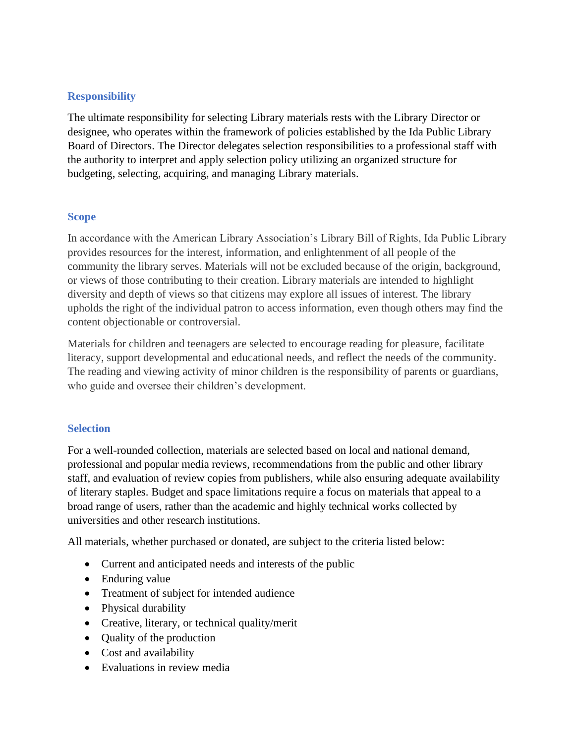## Responsibility

The ultimate responsibility for selecting Library materials rests with the Library Director or designee, who operates within the framework of policies established by the Ida Public Library Board of Directors. The Director delegates selection responsibilities to a professional staff with the authority to interpret and apply selection policy utilizing an organized structure for budgeting, selecting, acquiring, and managing Library materials.

## Scope

In accordance with the American Library Association's Library Bill of Rights, Ida Public Library provides resources for the interest, information, and enlightenment of all people of the community the library serves. Materials will not be excluded because of the origin, background, or views of those contributing to their creation. Library materials are intended to highlight diversity and depth of views so that citizens may explore all issues of interest. The library upholds the right of the individual patron to access information, even though others may find the content objectionable or controversial.

Materials for children and teenagers are selected to encourage reading for pleasure, facilitate literacy, support developmental and educational needs, and reflect the needs of the community. The reading and viewing activity of minor children is the responsibility of parents or guardians, who guide and oversee their children's development.

## Selection

For a well-rounded collection, materials are selected based on local and national demand, professional and popular media reviews, recommendations from the public and other library staff, and evaluation of review copies from publishers, while also ensuring adequate availability of literary staples. Budget and space limitations require a focus on materials that appeal to a broad range of users, rather than the academic and highly technical works collected by universities and other research institutions.

All materials, whether purchased or donated, are subject to the criteria listed below:

- Current and anticipated needs and interests of the public
- Enduring value
- Treatment of subject for intended audience
- Physical durability
- Creative, literary, or technical quality/merit
- Quality of the production
- Cost and availability
- Evaluations in review media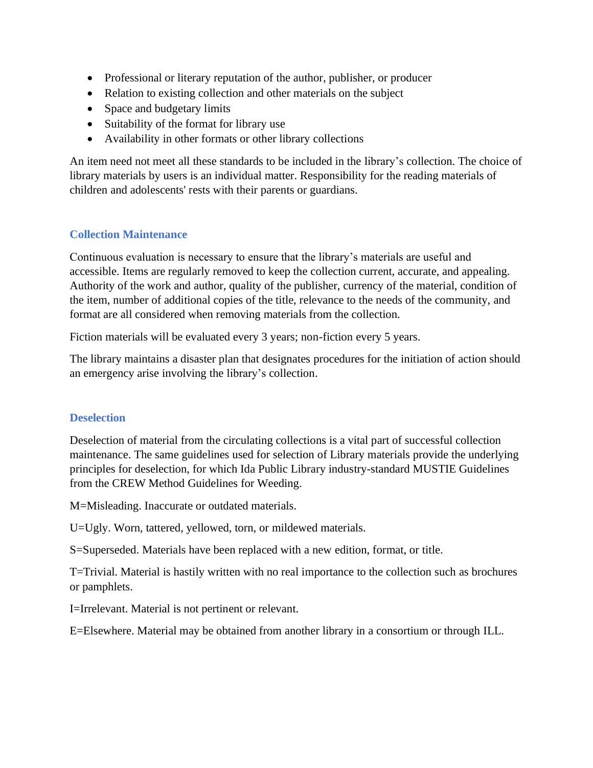- Professional or literary reputation of the author, publisher, or producer
- Relation to existing collection and other materials on the subject
- Space and budgetary limits
- Suitability of the format for library use
- Availability in other formats or other library collections

An item need not meet all these standards to be included in the library's collection. The choice of library materials by users is an individual matter. Responsibility for the reading materials of children and adolescents' rests with their parents or guardians.

## Collection Maintenance

Continuous evaluation is necessary to ensure that the library's materials are useful and accessible. Items are regularly removed to keep the collection current, accurate, and appealing. Authority of the work and author, quality of the publisher, currency of the material, condition of the item, number of additional copies of the title, relevance to the needs of the community, and format are all considered when removing materials from the collection.

Fiction materials will be evaluated every 3 years; non-fiction every 5 years.

The library maintains a disaster plan that designates procedures for the initiation of action should an emergency arise involving the library's collection.

## Deselection

Deselection of material from the circulating collections is a vital part of successful collection maintenance. The same guidelines used for selection of Library materials provide the underlying principles for deselection, for which Ida Public Library industry-standard MUSTIE Guidelines from the CREW Method Guidelines for Weeding.

M=Misleading. Inaccurate or outdated materials.

U=Ugly. Worn, tattered, yellowed, torn, or mildewed materials.

S=Superseded. Materials have been replaced with a new edition, format, or title.

T=Trivial. Material is hastily written with no real importance to the collection such as brochures or pamphlets.

I=Irrelevant. Material is not pertinent or relevant.

E=Elsewhere. Material may be obtained from another library in a consortium or through ILL.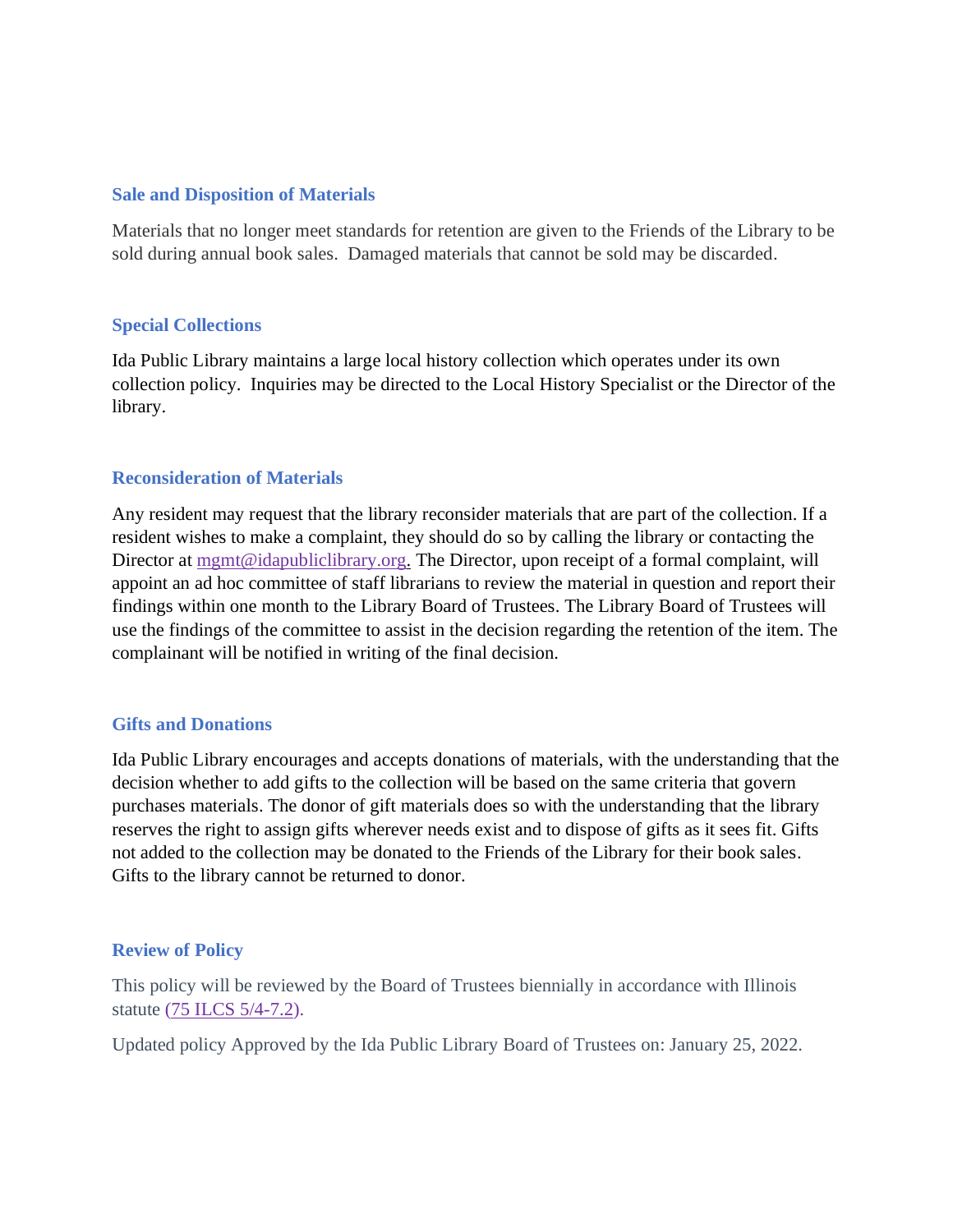## Sale and Disposition of Materials

Materials that no longer meet standards for retention are given to the Friends of the Library to be sold during annual book sales. Damaged materials that cannot be sold may be discarded.

## Special Collections

Ida Public Library maintains a large local history collection which operates under its own collection policy. Inquiries may be directed to the Local History Specialist or the Director of the library.

## Reconsideration of Materials

Any resident may request that the library reconsider materials that are part of the collection. If a resident wishes to make a complaint, they should do so by calling the library or contacting the Director at mgmt@idapubliclibrary.org. The Director, upon receipt of a formal complaint, will appoint an ad hoc committee of staff librarians to review the material in question and report their findings within one month to the Library Board of Trustees. The Library Board of Trustees will use the findings of the committee to assist in the decision regarding the retention of the item. The complainant will be notified in writing of the final decision.

## Gifts and Donations

Ida Public Library encourages and accepts donations of materials, with the understanding that the decision whether to add gifts to the collection will be based on the same criteria that govern purchases materials. The donor of gift materials does so with the understanding that the library reserves the right to assign gifts wherever needs exist and to dispose of gifts as it sees fit. Gifts not added to the collection may be donated to the Friends of the Library for their book sales. Gifts to the library cannot be returned to donor.

## Review of Policy

This policy will be reviewed by the Board of Trustees biennially in accordance with Illinois statute (75 ILCS 5/4-7.2).

Updated policy Approved by the Ida Public Library Board of Trustees on: January 25, 2022.